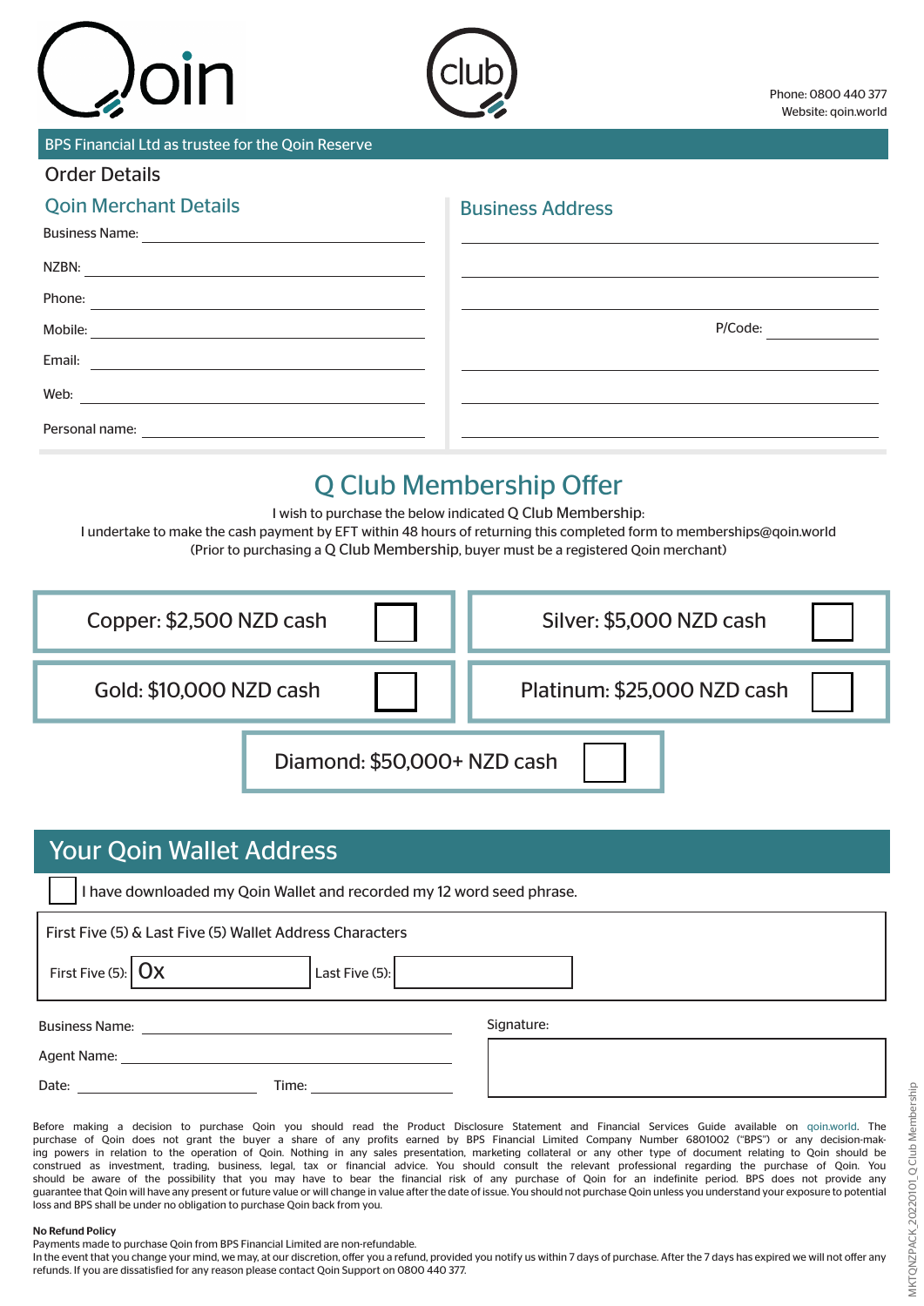Qoin

club

Phone: 0800 440 377
Website: qoin.world

BPS Financial Ltd as trustee for the Qoin Reserve

## Order Details

### Qoin Merchant Details

Business Name: ______________________

NZBN: ______________________

Phone: ______________________

Mobile: ______________________

Email: ______________________

Web: ______________________

Personal name: ______________________

### Business Address

______________________

______________________

______________________

P/Code: __________

______________________

______________________

______________________

## Q Club Membership Offer

I wish to purchase the below indicated Q Club Membership:
I undertake to make the cash payment by EFT within 48 hours of returning this completed form to memberships@qoin.world
(Prior to purchasing a Q Club Membership, buyer must be a registered Qoin merchant)

| | |
|---|---|
| Copper: $2,500 NZD cash ☐ | Silver: $5,000 NZD cash ☐ |
| Gold: $10,000 NZD cash ☐ | Platinum: $25,000 NZD cash ☐ |
| Diamond: $50,000+ NZD cash ☐ | |

## Your Qoin Wallet Address

☐ I have downloaded my Qoin Wallet and recorded my 12 word seed phrase.

First Five (5) & Last Five (5) Wallet Address Characters

First Five (5): 0x__________ Last Five (5): __________

Business Name: ______________________

Agent Name: ______________________

Date: __________ Time: __________

Signature: ______________________

Before making a decision to purchase Qoin you should read the Product Disclosure Statement and Financial Services Guide available on qoin.world. The purchase of Qoin does not grant the buyer a share of any profits earned by BPS Financial Limited Company Number 6801002 ("BPS") or any decision-making powers in relation to the operation of Qoin. Nothing in any sales presentation, marketing collateral or any other type of document relating to Qoin should be construed as investment, trading, business, legal, tax or financial advice. You should consult the relevant professional regarding the purchase of Qoin. You should be aware of the possibility that you may have to bear the financial risk of any purchase of Qoin for an indefinite period. BPS does not provide any guarantee that Qoin will have any present or future value or will change in value after the date of issue. You should not purchase Qoin unless you understand your exposure to potential loss and BPS shall be under no obligation to purchase Qoin back from you.

**No Refund Policy**
Payments made to purchase Qoin from BPS Financial Limited are non-refundable.
In the event that you change your mind, we may, at our discretion, offer you a refund, provided you notify us within 7 days of purchase. After the 7 days has expired we will not offer any refunds. If you are dissatisfied for any reason please contact Qoin Support on 0800 440 377.

MKTQNZPACK_20220101_Q Club Membership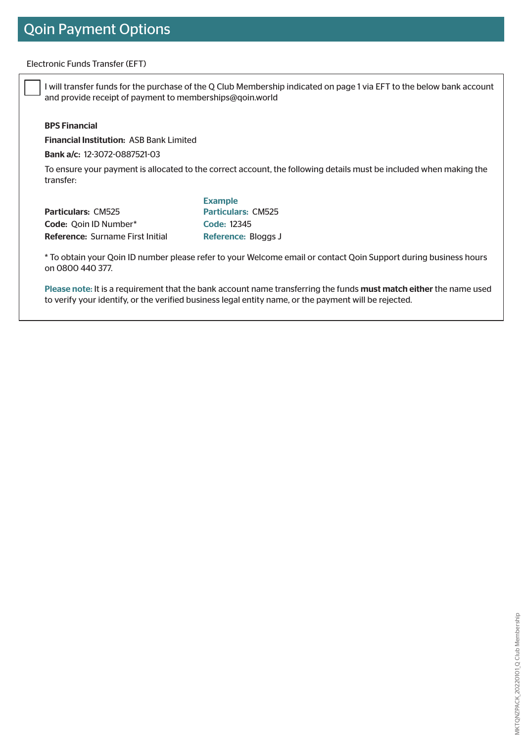# Qoin Payment Options

Electronic Funds Transfer (EFT)

☐ I will transfer funds for the purchase of the Q Club Membership indicated on page 1 via EFT to the below bank account and provide receipt of payment to memberships@qoin.world

**BPS Financial**

**Financial Institution:** ASB Bank Limited

**Bank a/c:** 12-3072-0887521-03

To ensure your payment is allocated to the correct account, the following details must be included when making the transfer:

| | |
|---|---|
| | **Example** |
| **Particulars:** CM525 | **Particulars:** CM525 |
| **Code:** Qoin ID Number* | **Code:** 12345 |
| **Reference:** Surname First Initial | **Reference:** Bloggs J |

* To obtain your Qoin ID number please refer to your Welcome email or contact Qoin Support during business hours on 0800 440 377.

**Please note:** It is a requirement that the bank account name transferring the funds **must match either** the name used to verify your identify, or the verified business legal entity name, or the payment will be rejected.

MKTQNZPACK_20220101_Q Club Membership